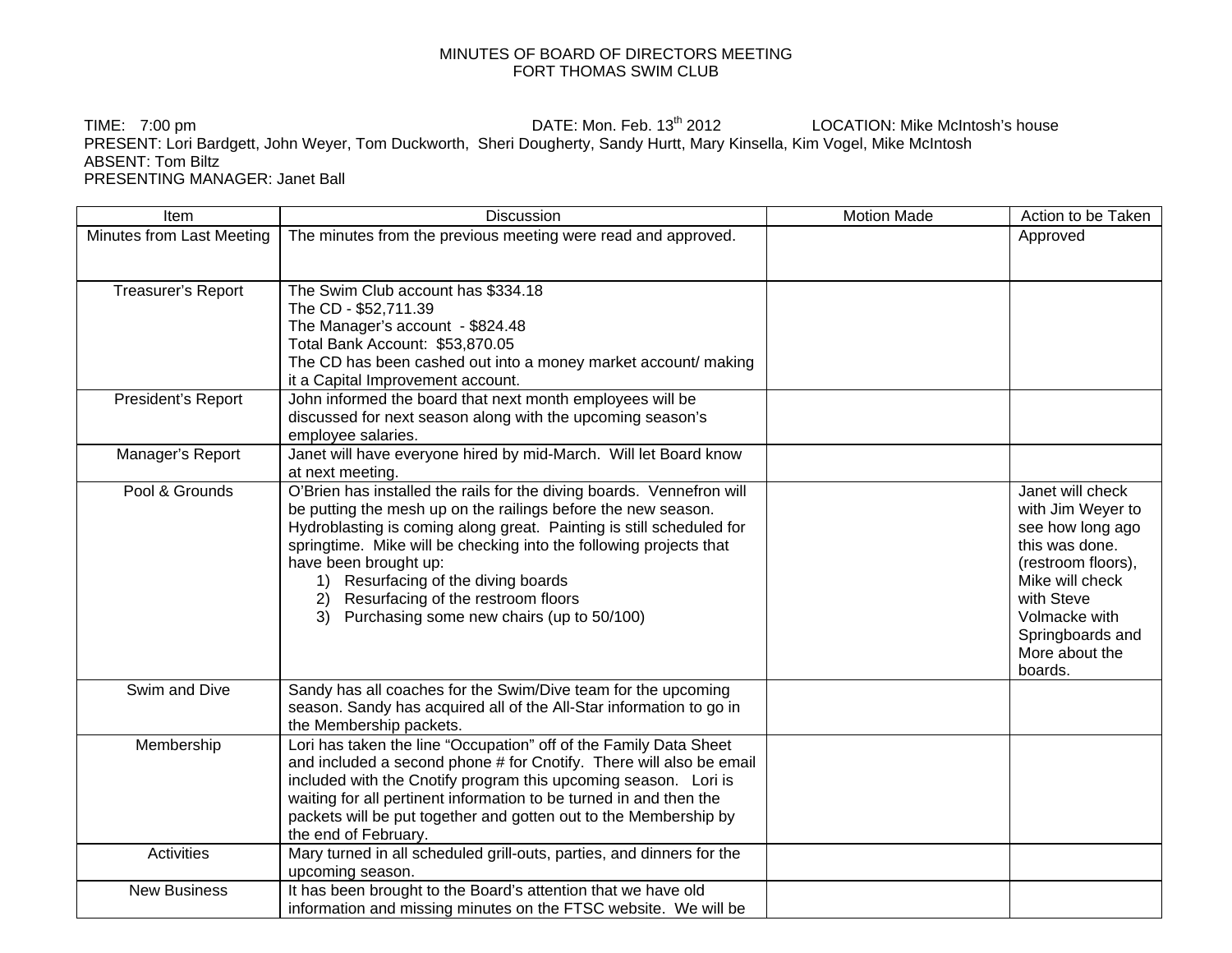# MINUTES OF BOARD OF DIRECTORS MEETING
## FORT THOMAS SWIM CLUB

TIME: 7:00 pm DATE: Mon. Feb. 13th 2012 LOCATION: Mike McIntosh's house
PRESENT: Lori Bardgett, John Weyer, Tom Duckworth, Sheri Dougherty, Sandy Hurtt, Mary Kinsella, Kim Vogel, Mike McIntosh
ABSENT: Tom Biltz
PRESENTING MANAGER: Janet Ball

| Item | Discussion | Motion Made | Action to be Taken |
|---|---|---|---|
| Minutes from Last Meeting | The minutes from the previous meeting were read and approved. | | Approved |
| Treasurer's Report | The Swim Club account has $334.18<br>The CD - $52,711.39<br>The Manager's account - $824.48<br>Total Bank Account: $53,870.05<br>The CD has been cashed out into a money market account/ making it a Capital Improvement account. | | |
| President's Report | John informed the board that next month employees will be discussed for next season along with the upcoming season's employee salaries. | | |
| Manager's Report | Janet will have everyone hired by mid-March. Will let Board know at next meeting. | | |
| Pool & Grounds | O'Brien has installed the rails for the diving boards. Vennefron will be putting the mesh up on the railings before the new season. Hydroblasting is coming along great. Painting is still scheduled for springtime. Mike will be checking into the following projects that have been brought up:<br>1) Resurfacing of the diving boards<br>2) Resurfacing of the restroom floors<br>3) Purchasing some new chairs (up to 50/100) | | Janet will check with Jim Weyer to see how long ago this was done. (restroom floors), Mike will check with Steve Volmacke with Springboards and More about the boards. |
| Swim and Dive | Sandy has all coaches for the Swim/Dive team for the upcoming season. Sandy has acquired all of the All-Star information to go in the Membership packets. | | |
| Membership | Lori has taken the line "Occupation" off of the Family Data Sheet and included a second phone # for Cnotify. There will also be email included with the Cnotify program this upcoming season. Lori is waiting for all pertinent information to be turned in and then the packets will be put together and gotten out to the Membership by the end of February. | | |
| Activities | Mary turned in all scheduled grill-outs, parties, and dinners for the upcoming season. | | |
| New Business | It has been brought to the Board's attention that we have old information and missing minutes on the FTSC website. We will be | | |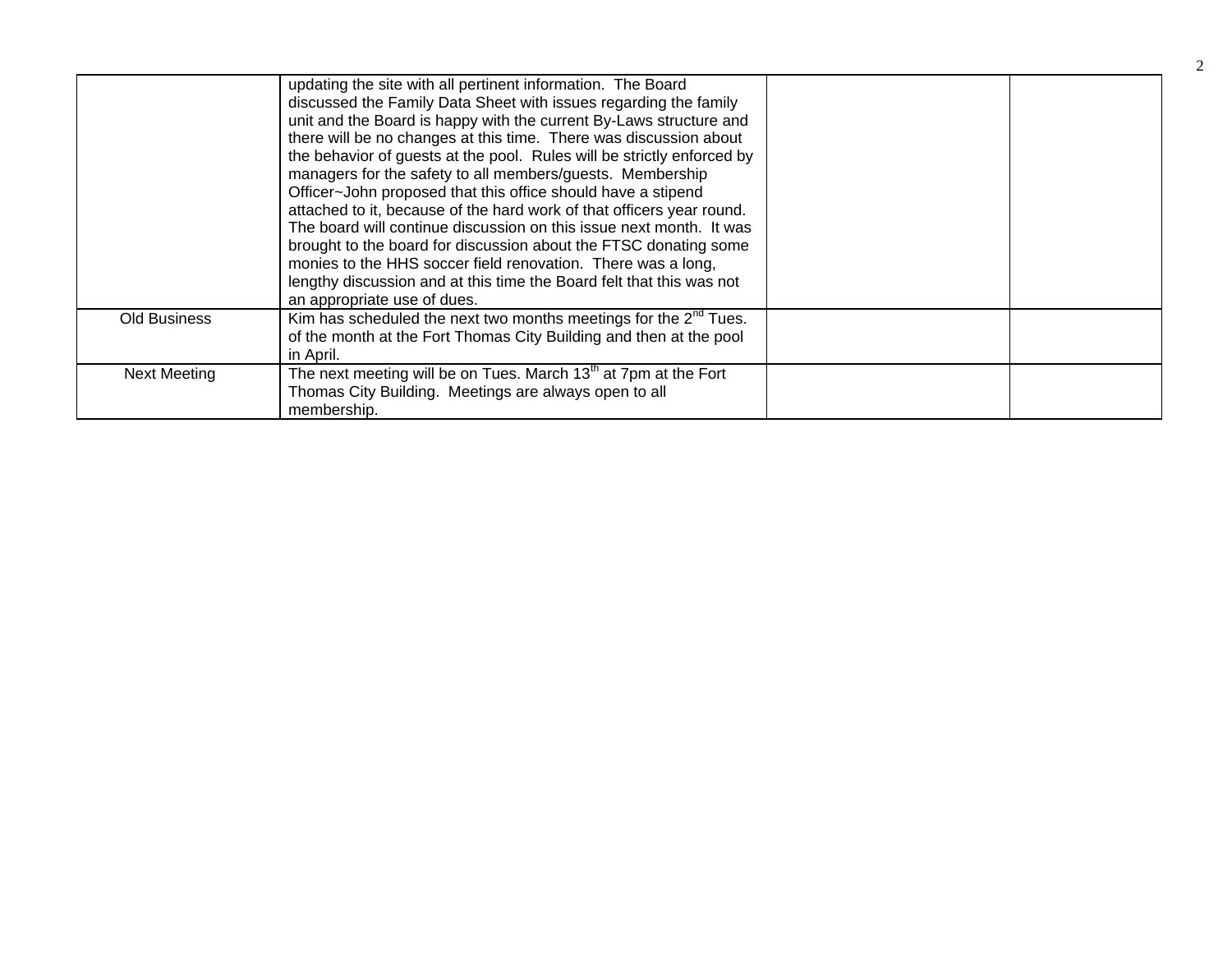| | | | |
|---|---|---|---|
| | updating the site with all pertinent information. The Board discussed the Family Data Sheet with issues regarding the family unit and the Board is happy with the current By-Laws structure and there will be no changes at this time. There was discussion about the behavior of guests at the pool. Rules will be strictly enforced by managers for the safety to all members/guests. Membership Officer~John proposed that this office should have a stipend attached to it, because of the hard work of that officers year round. The board will continue discussion on this issue next month. It was brought to the board for discussion about the FTSC donating some monies to the HHS soccer field renovation. There was a long, lengthy discussion and at this time the Board felt that this was not an appropriate use of dues. | | |
| Old Business | Kim has scheduled the next two months meetings for the 2nd Tues. of the month at the Fort Thomas City Building and then at the pool in April. | | |
| Next Meeting | The next meeting will be on Tues. March 13th at 7pm at the Fort Thomas City Building. Meetings are always open to all membership. | | |